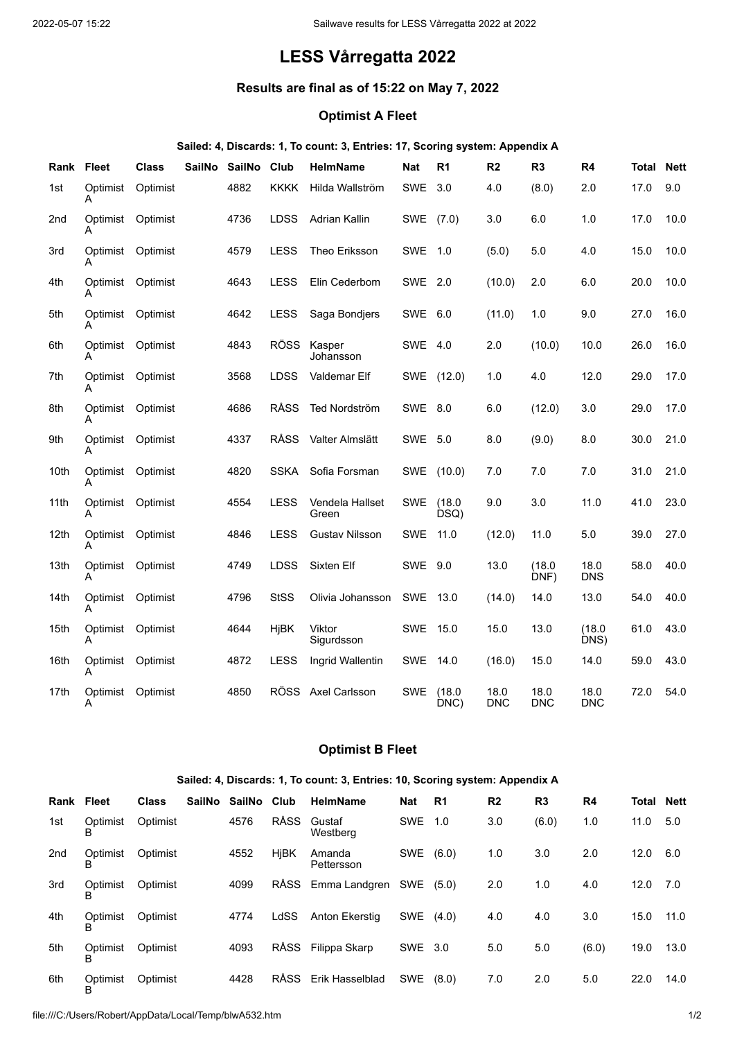# LESS Vårregatta 2022

### Results are final as of 15:22 on May 7, 2022

### Optimist A Fleet

**Sailed: 4, Discards: 1, To count: 3, Entries: 17, Scoring system: Appendix A**

| Rank | Fleet | Class | SailNo | SailNo | Club | HelmName | Nat | R1 | R2 | R3 | R4 | Total | Nett |
|---|---|---|---|---|---|---|---|---|---|---|---|---|---|
| 1st | Optimist A | Optimist | | 4882 | KKKK | Hilda Wallström | SWE | 3.0 | 4.0 | (8.0) | 2.0 | 17.0 | 9.0 |
| 2nd | Optimist A | Optimist | | 4736 | LDSS | Adrian Kallin | SWE | (7.0) | 3.0 | 6.0 | 1.0 | 17.0 | 10.0 |
| 3rd | Optimist A | Optimist | | 4579 | LESS | Theo Eriksson | SWE | 1.0 | (5.0) | 5.0 | 4.0 | 15.0 | 10.0 |
| 4th | Optimist A | Optimist | | 4643 | LESS | Elin Cederbom | SWE | 2.0 | (10.0) | 2.0 | 6.0 | 20.0 | 10.0 |
| 5th | Optimist A | Optimist | | 4642 | LESS | Saga Bondjers | SWE | 6.0 | (11.0) | 1.0 | 9.0 | 27.0 | 16.0 |
| 6th | Optimist A | Optimist | | 4843 | RÖSS | Kasper Johansson | SWE | 4.0 | 2.0 | (10.0) | 10.0 | 26.0 | 16.0 |
| 7th | Optimist A | Optimist | | 3568 | LDSS | Valdemar Elf | SWE | (12.0) | 1.0 | 4.0 | 12.0 | 29.0 | 17.0 |
| 8th | Optimist A | Optimist | | 4686 | RÅSS | Ted Nordström | SWE | 8.0 | 6.0 | (12.0) | 3.0 | 29.0 | 17.0 |
| 9th | Optimist A | Optimist | | 4337 | RÅSS | Valter Almslätt | SWE | 5.0 | 8.0 | (9.0) | 8.0 | 30.0 | 21.0 |
| 10th | Optimist A | Optimist | | 4820 | SSKA | Sofia Forsman | SWE | (10.0) | 7.0 | 7.0 | 7.0 | 31.0 | 21.0 |
| 11th | Optimist A | Optimist | | 4554 | LESS | Vendela Hallset Green | SWE | (18.0 DSQ) | 9.0 | 3.0 | 11.0 | 41.0 | 23.0 |
| 12th | Optimist A | Optimist | | 4846 | LESS | Gustav Nilsson | SWE | 11.0 | (12.0) | 11.0 | 5.0 | 39.0 | 27.0 |
| 13th | Optimist A | Optimist | | 4749 | LDSS | Sixten Elf | SWE | 9.0 | 13.0 | (18.0 DNF) | 18.0 DNS | 58.0 | 40.0 |
| 14th | Optimist A | Optimist | | 4796 | StSS | Olivia Johansson | SWE | 13.0 | (14.0) | 14.0 | 13.0 | 54.0 | 40.0 |
| 15th | Optimist A | Optimist | | 4644 | HjBK | Viktor Sigurdsson | SWE | 15.0 | 15.0 | 13.0 | (18.0 DNS) | 61.0 | 43.0 |
| 16th | Optimist A | Optimist | | 4872 | LESS | Ingrid Wallentin | SWE | 14.0 | (16.0) | 15.0 | 14.0 | 59.0 | 43.0 |
| 17th | Optimist A | Optimist | | 4850 | RÖSS | Axel Carlsson | SWE | (18.0 DNC) | 18.0 DNC | 18.0 DNC | 18.0 DNC | 72.0 | 54.0 |

### Optimist B Fleet

**Sailed: 4, Discards: 1, To count: 3, Entries: 10, Scoring system: Appendix A**

| Rank | Fleet | Class | SailNo | SailNo | Club | HelmName | Nat | R1 | R2 | R3 | R4 | Total | Nett |
|---|---|---|---|---|---|---|---|---|---|---|---|---|---|
| 1st | Optimist B | Optimist | | 4576 | RÅSS | Gustaf Westberg | SWE | 1.0 | 3.0 | (6.0) | 1.0 | 11.0 | 5.0 |
| 2nd | Optimist B | Optimist | | 4552 | HjBK | Amanda Pettersson | SWE | (6.0) | 1.0 | 3.0 | 2.0 | 12.0 | 6.0 |
| 3rd | Optimist B | Optimist | | 4099 | RÅSS | Emma Landgren | SWE | (5.0) | 2.0 | 1.0 | 4.0 | 12.0 | 7.0 |
| 4th | Optimist B | Optimist | | 4774 | LdSS | Anton Ekerstig | SWE | (4.0) | 4.0 | 4.0 | 3.0 | 15.0 | 11.0 |
| 5th | Optimist B | Optimist | | 4093 | RÅSS | Filippa Skarp | SWE | 3.0 | 5.0 | 5.0 | (6.0) | 19.0 | 13.0 |
| 6th | Optimist B | Optimist | | 4428 | RÅSS | Erik Hasselblad | SWE | (8.0) | 7.0 | 2.0 | 5.0 | 22.0 | 14.0 |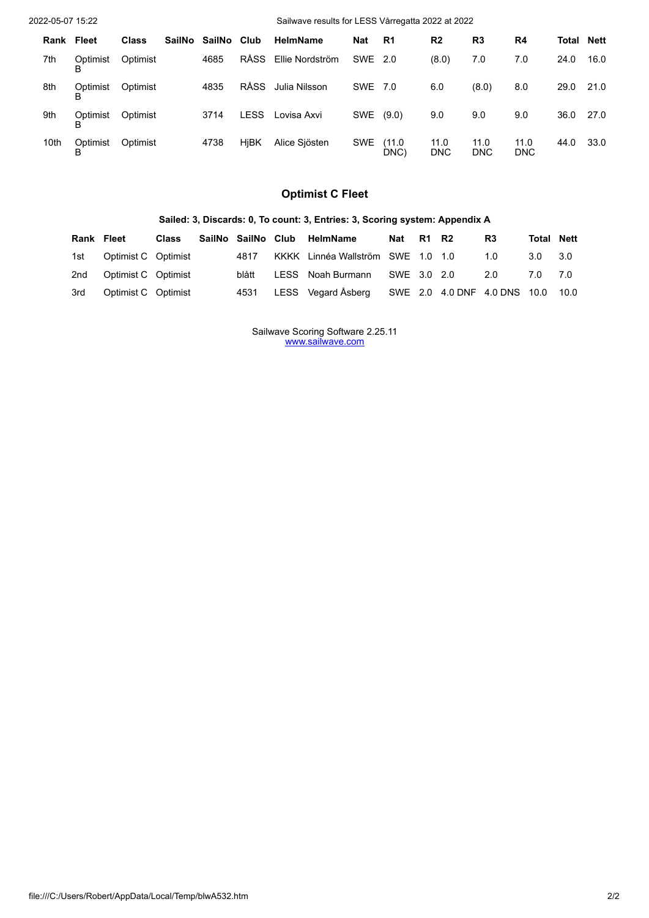| Rank | Fleet | Class | SailNo | SailNo | Club | HelmName | Nat | R1 | R2 | R3 | R4 | Total | Nett |
|---|---|---|---|---|---|---|---|---|---|---|---|---|---|
| 7th | Optimist B | Optimist | | 4685 | RÅSS | Ellie Nordström | SWE | 2.0 | (8.0) | 7.0 | 7.0 | 24.0 | 16.0 |
| 8th | Optimist B | Optimist | | 4835 | RÅSS | Julia Nilsson | SWE | 7.0 | 6.0 | (8.0) | 8.0 | 29.0 | 21.0 |
| 9th | Optimist B | Optimist | | 3714 | LESS | Lovisa Axvi | SWE | (9.0) | 9.0 | 9.0 | 9.0 | 36.0 | 27.0 |
| 10th | Optimist B | Optimist | | 4738 | HjBK | Alice Sjösten | SWE | (11.0 DNC) | 11.0 DNC | 11.0 DNC | 11.0 DNC | 44.0 | 33.0 |

## Optimist C Fleet

**Sailed: 3, Discards: 0, To count: 3, Entries: 3, Scoring system: Appendix A**

| Rank | Fleet | Class | SailNo | SailNo | Club | HelmName | Nat | R1 | R2 | R3 | Total | Nett |
|---|---|---|---|---|---|---|---|---|---|---|---|---|
| 1st | Optimist C | Optimist | | 4817 | KKKK | Linnéa Wallström | SWE | 1.0 | 1.0 | 1.0 | 3.0 | 3.0 |
| 2nd | Optimist C | Optimist | | blått | LESS | Noah Burmann | SWE | 3.0 | 2.0 | 2.0 | 7.0 | 7.0 |
| 3rd | Optimist C | Optimist | | 4531 | LESS | Vegard Åsberg | SWE | 2.0 | 4.0 DNF | 4.0 DNS | 10.0 | 10.0 |

Sailwave Scoring Software 2.25.11
www.sailwave.com